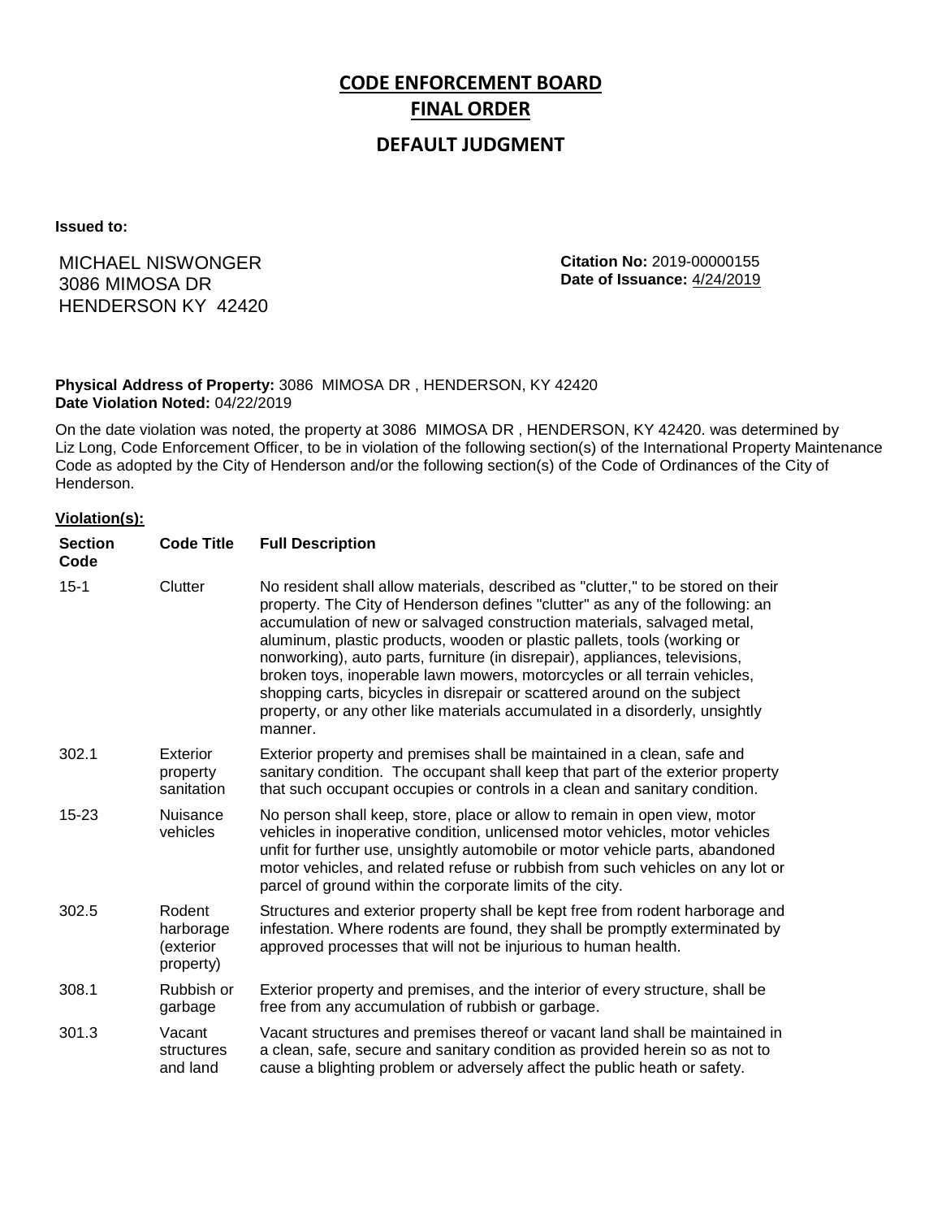# CODE ENFORCEMENT BOARD

## FINAL ORDER

### DEFAULT JUDGMENT

**Issued to:**

MICHAEL NISWONGER
3086 MIMOSA DR
HENDERSON KY 42420

**Citation No:** 2019-00000155
**Date of Issuance:** 4/24/2019

**Physical Address of Property:** 3086 MIMOSA DR , HENDERSON, KY 42420
**Date Violation Noted:** 04/22/2019

On the date violation was noted, the property at 3086 MIMOSA DR , HENDERSON, KY 42420. was determined by Liz Long, Code Enforcement Officer, to be in violation of the following section(s) of the International Property Maintenance Code as adopted by the City of Henderson and/or the following section(s) of the Code of Ordinances of the City of Henderson.

**Violation(s):**

| Section Code | Code Title | Full Description |
|---|---|---|
| 15-1 | Clutter | No resident shall allow materials, described as "clutter," to be stored on their property. The City of Henderson defines "clutter" as any of the following: an accumulation of new or salvaged construction materials, salvaged metal, aluminum, plastic products, wooden or plastic pallets, tools (working or nonworking), auto parts, furniture (in disrepair), appliances, televisions, broken toys, inoperable lawn mowers, motorcycles or all terrain vehicles, shopping carts, bicycles in disrepair or scattered around on the subject property, or any other like materials accumulated in a disorderly, unsightly manner. |
| 302.1 | Exterior property sanitation | Exterior property and premises shall be maintained in a clean, safe and sanitary condition. The occupant shall keep that part of the exterior property that such occupant occupies or controls in a clean and sanitary condition. |
| 15-23 | Nuisance vehicles | No person shall keep, store, place or allow to remain in open view, motor vehicles in inoperative condition, unlicensed motor vehicles, motor vehicles unfit for further use, unsightly automobile or motor vehicle parts, abandoned motor vehicles, and related refuse or rubbish from such vehicles on any lot or parcel of ground within the corporate limits of the city. |
| 302.5 | Rodent harborage (exterior property) | Structures and exterior property shall be kept free from rodent harborage and infestation. Where rodents are found, they shall be promptly exterminated by approved processes that will not be injurious to human health. |
| 308.1 | Rubbish or garbage | Exterior property and premises, and the interior of every structure, shall be free from any accumulation of rubbish or garbage. |
| 301.3 | Vacant structures and land | Vacant structures and premises thereof or vacant land shall be maintained in a clean, safe, secure and sanitary condition as provided herein so as not to cause a blighting problem or adversely affect the public heath or safety. |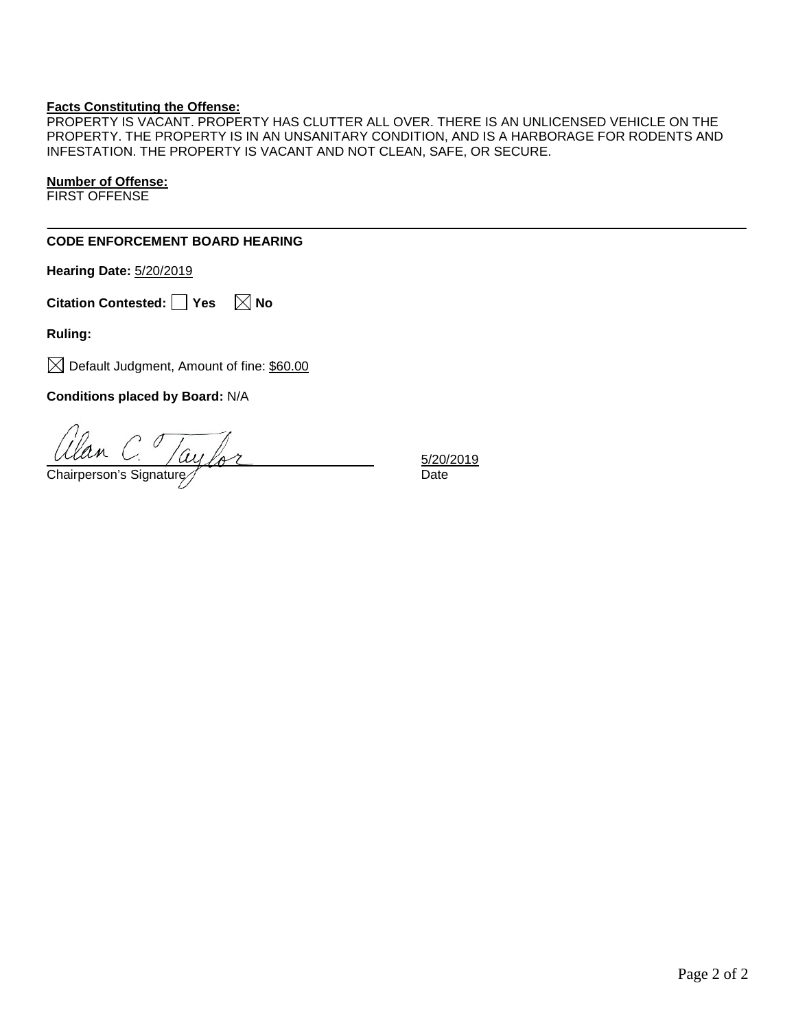**Facts Constituting the Offense:**
PROPERTY IS VACANT. PROPERTY HAS CLUTTER ALL OVER. THERE IS AN UNLICENSED VEHICLE ON THE PROPERTY. THE PROPERTY IS IN AN UNSANITARY CONDITION, AND IS A HARBORAGE FOR RODENTS AND INFESTATION. THE PROPERTY IS VACANT AND NOT CLEAN, SAFE, OR SECURE.

**Number of Offense:**
FIRST OFFENSE

---

**CODE ENFORCEMENT BOARD HEARING**

**Hearing Date:** 5/20/2019

**Citation Contested:** ☐ Yes ☒ No

**Ruling:**

☒ Default Judgment, Amount of fine: $60.00

**Conditions placed by Board:** N/A

Alan C. Taylor
Chairperson's Signature

5/20/2019
Date